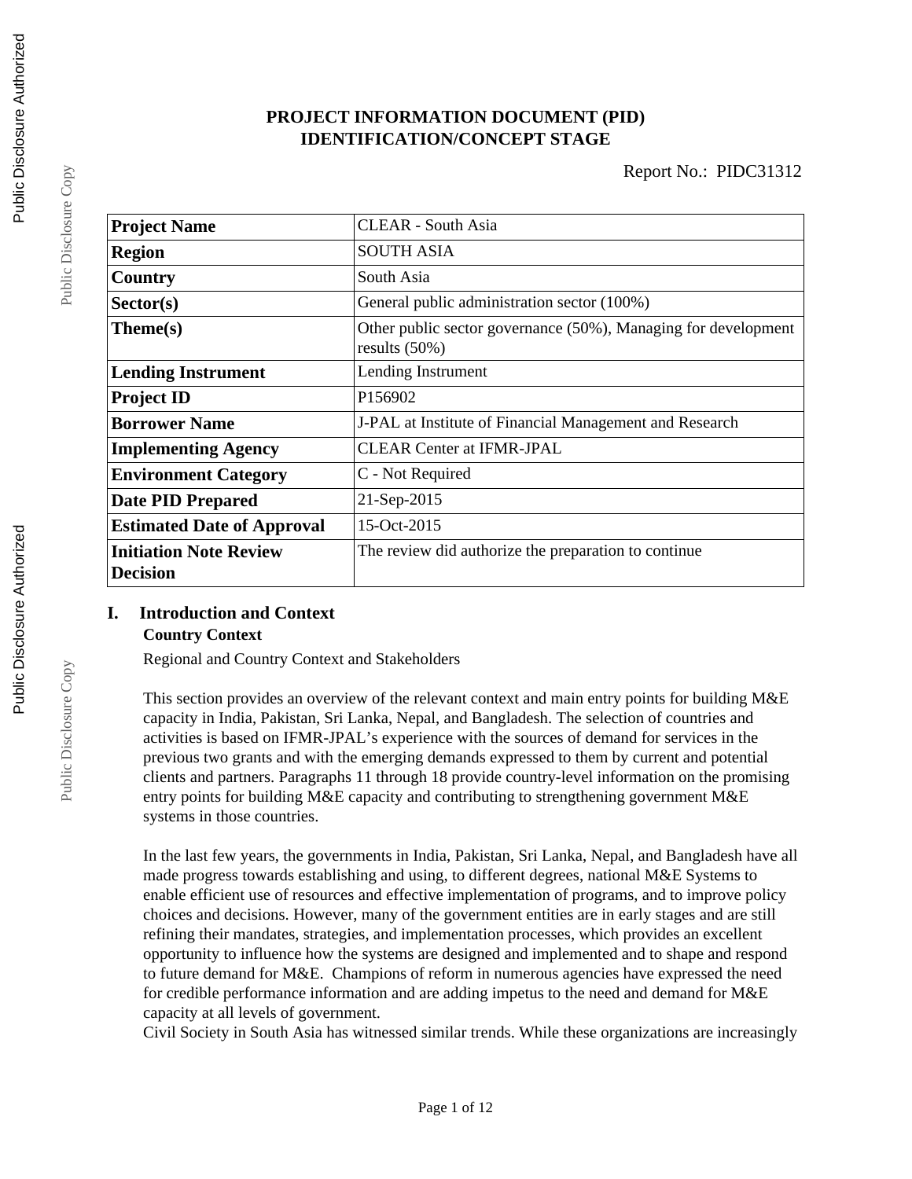# PROJECT INFORMATION DOCUMENT (PID)
## IDENTIFICATION/CONCEPT STAGE

Report No.: PIDC31312

| | |
|---|---|
| **Project Name** | CLEAR - South Asia |
| **Region** | SOUTH ASIA |
| **Country** | South Asia |
| **Sector(s)** | General public administration sector (100%) |
| **Theme(s)** | Other public sector governance (50%), Managing for development results (50%) |
| **Lending Instrument** | Lending Instrument |
| **Project ID** | P156902 |
| **Borrower Name** | J-PAL at Institute of Financial Management and Research |
| **Implementing Agency** | CLEAR Center at IFMR-JPAL |
| **Environment Category** | C - Not Required |
| **Date PID Prepared** | 21-Sep-2015 |
| **Estimated Date of Approval** | 15-Oct-2015 |
| **Initiation Note Review Decision** | The review did authorize the preparation to continue |

## I. Introduction and Context

### Country Context

Regional and Country Context and Stakeholders

This section provides an overview of the relevant context and main entry points for building M&E capacity in India, Pakistan, Sri Lanka, Nepal, and Bangladesh. The selection of countries and activities is based on IFMR-JPAL's experience with the sources of demand for services in the previous two grants and with the emerging demands expressed to them by current and potential clients and partners. Paragraphs 11 through 18 provide country-level information on the promising entry points for building M&E capacity and contributing to strengthening government M&E systems in those countries.

In the last few years, the governments in India, Pakistan, Sri Lanka, Nepal, and Bangladesh have all made progress towards establishing and using, to different degrees, national M&E Systems to enable efficient use of resources and effective implementation of programs, and to improve policy choices and decisions. However, many of the government entities are in early stages and are still refining their mandates, strategies, and implementation processes, which provides an excellent opportunity to influence how the systems are designed and implemented and to shape and respond to future demand for M&E. Champions of reform in numerous agencies have expressed the need for credible performance information and are adding impetus to the need and demand for M&E capacity at all levels of government.

Civil Society in South Asia has witnessed similar trends. While these organizations are increasingly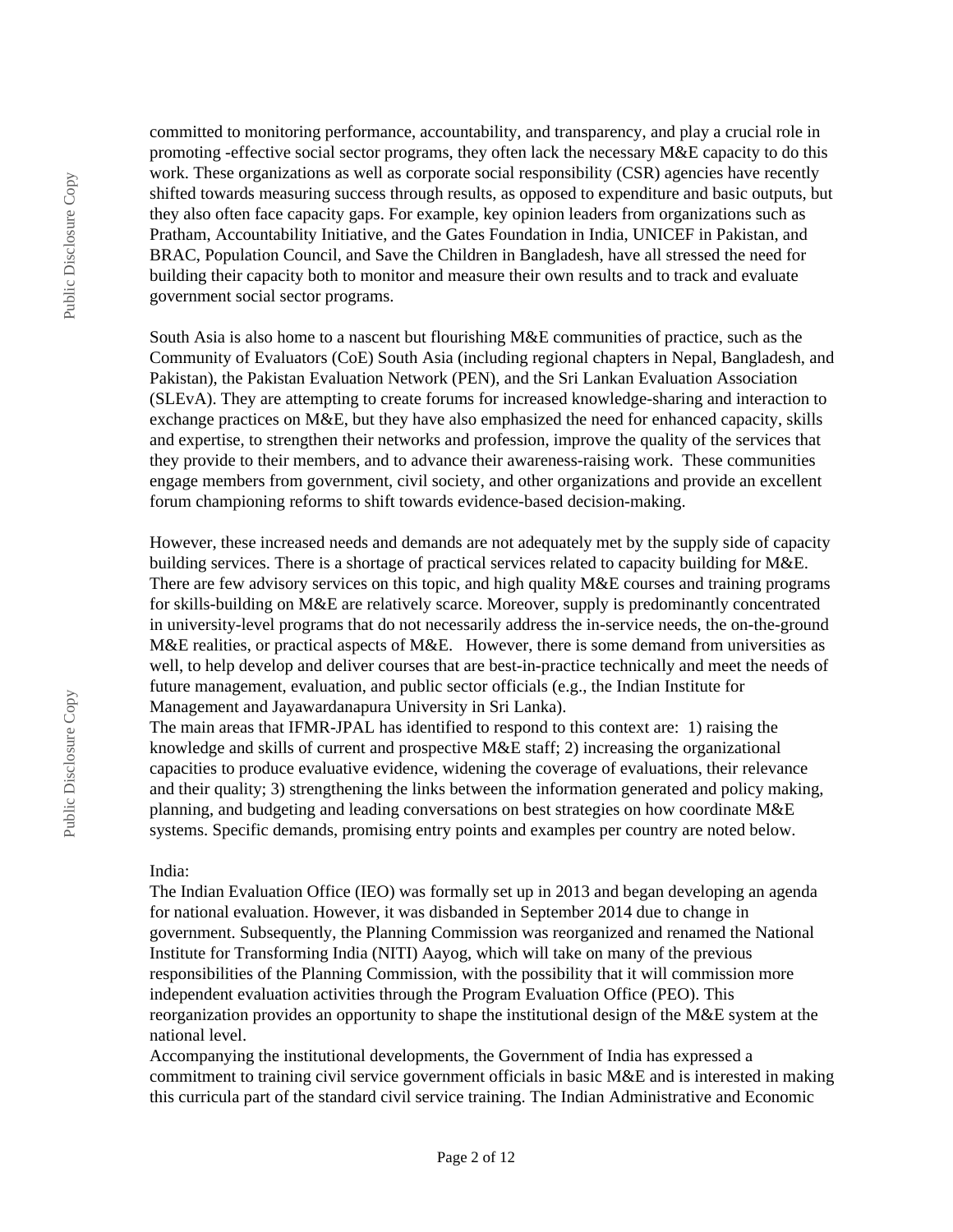committed to monitoring performance, accountability, and transparency, and play a crucial role in promoting -effective social sector programs, they often lack the necessary M&E capacity to do this work. These organizations as well as corporate social responsibility (CSR) agencies have recently shifted towards measuring success through results, as opposed to expenditure and basic outputs, but they also often face capacity gaps. For example, key opinion leaders from organizations such as Pratham, Accountability Initiative, and the Gates Foundation in India, UNICEF in Pakistan, and BRAC, Population Council, and Save the Children in Bangladesh, have all stressed the need for building their capacity both to monitor and measure their own results and to track and evaluate government social sector programs.

South Asia is also home to a nascent but flourishing M&E communities of practice, such as the Community of Evaluators (CoE) South Asia (including regional chapters in Nepal, Bangladesh, and Pakistan), the Pakistan Evaluation Network (PEN), and the Sri Lankan Evaluation Association (SLEvA). They are attempting to create forums for increased knowledge-sharing and interaction to exchange practices on M&E, but they have also emphasized the need for enhanced capacity, skills and expertise, to strengthen their networks and profession, improve the quality of the services that they provide to their members, and to advance their awareness-raising work. These communities engage members from government, civil society, and other organizations and provide an excellent forum championing reforms to shift towards evidence-based decision-making.

However, these increased needs and demands are not adequately met by the supply side of capacity building services. There is a shortage of practical services related to capacity building for M&E. There are few advisory services on this topic, and high quality M&E courses and training programs for skills-building on M&E are relatively scarce. Moreover, supply is predominantly concentrated in university-level programs that do not necessarily address the in-service needs, the on-the-ground M&E realities, or practical aspects of M&E. However, there is some demand from universities as well, to help develop and deliver courses that are best-in-practice technically and meet the needs of future management, evaluation, and public sector officials (e.g., the Indian Institute for Management and Jayawardanapura University in Sri Lanka).
The main areas that IFMR-JPAL has identified to respond to this context are: 1) raising the knowledge and skills of current and prospective M&E staff; 2) increasing the organizational capacities to produce evaluative evidence, widening the coverage of evaluations, their relevance and their quality; 3) strengthening the links between the information generated and policy making, planning, and budgeting and leading conversations on best strategies on how coordinate M&E systems. Specific demands, promising entry points and examples per country are noted below.

India:
The Indian Evaluation Office (IEO) was formally set up in 2013 and began developing an agenda for national evaluation. However, it was disbanded in September 2014 due to change in government. Subsequently, the Planning Commission was reorganized and renamed the National Institute for Transforming India (NITI) Aayog, which will take on many of the previous responsibilities of the Planning Commission, with the possibility that it will commission more independent evaluation activities through the Program Evaluation Office (PEO). This reorganization provides an opportunity to shape the institutional design of the M&E system at the national level.
Accompanying the institutional developments, the Government of India has expressed a commitment to training civil service government officials in basic M&E and is interested in making this curricula part of the standard civil service training. The Indian Administrative and Economic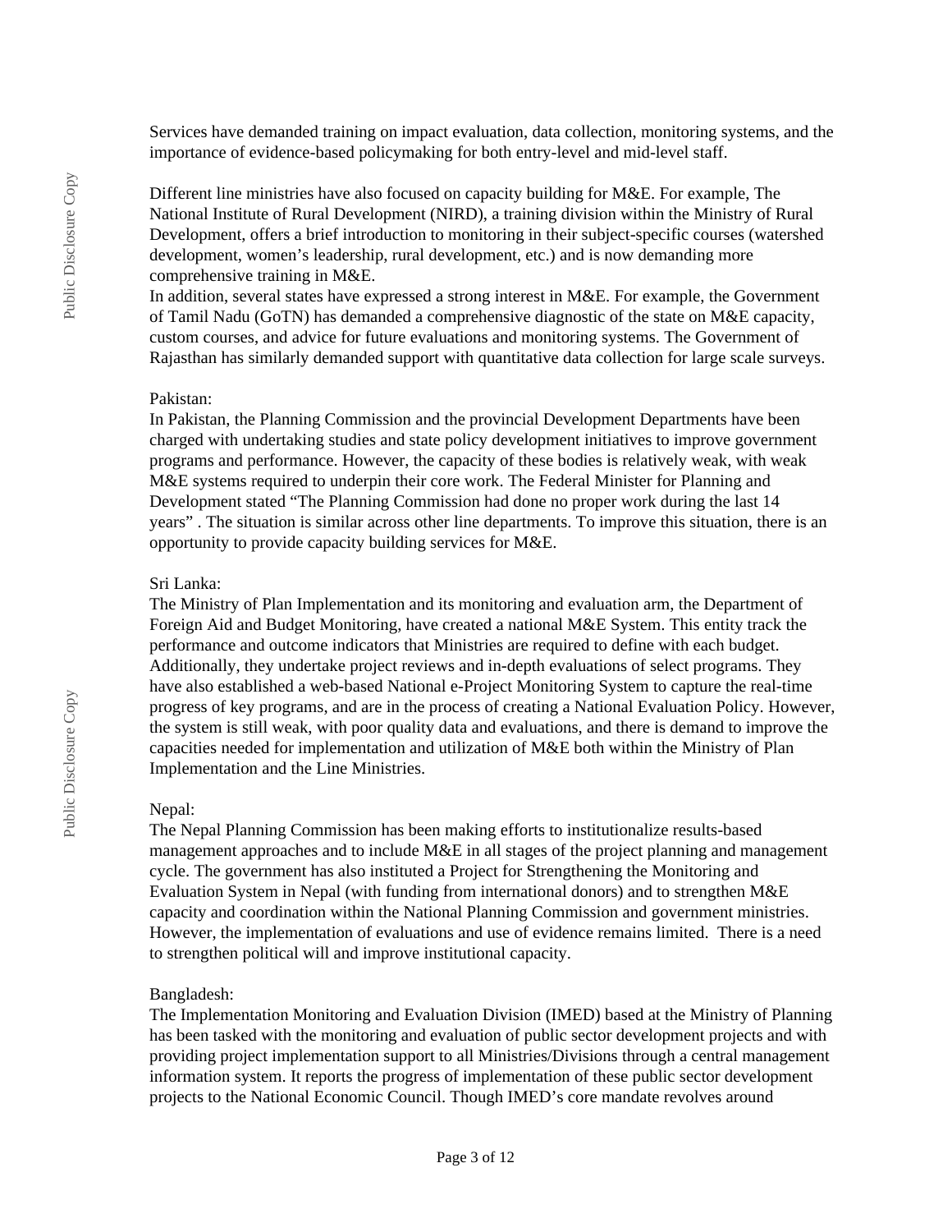Services have demanded training on impact evaluation, data collection, monitoring systems, and the importance of evidence-based policymaking for both entry-level and mid-level staff.

Different line ministries have also focused on capacity building for M&E. For example, The National Institute of Rural Development (NIRD), a training division within the Ministry of Rural Development, offers a brief introduction to monitoring in their subject-specific courses (watershed development, women's leadership, rural development, etc.) and is now demanding more comprehensive training in M&E.
In addition, several states have expressed a strong interest in M&E. For example, the Government of Tamil Nadu (GoTN) has demanded a comprehensive diagnostic of the state on M&E capacity, custom courses, and advice for future evaluations and monitoring systems. The Government of Rajasthan has similarly demanded support with quantitative data collection for large scale surveys.

Pakistan:
In Pakistan, the Planning Commission and the provincial Development Departments have been charged with undertaking studies and state policy development initiatives to improve government programs and performance. However, the capacity of these bodies is relatively weak, with weak M&E systems required to underpin their core work. The Federal Minister for Planning and Development stated "The Planning Commission had done no proper work during the last 14 years" . The situation is similar across other line departments. To improve this situation, there is an opportunity to provide capacity building services for M&E.

Sri Lanka:
The Ministry of Plan Implementation and its monitoring and evaluation arm, the Department of Foreign Aid and Budget Monitoring, have created a national M&E System. This entity track the performance and outcome indicators that Ministries are required to define with each budget. Additionally, they undertake project reviews and in-depth evaluations of select programs. They have also established a web-based National e-Project Monitoring System to capture the real-time progress of key programs, and are in the process of creating a National Evaluation Policy. However, the system is still weak, with poor quality data and evaluations, and there is demand to improve the capacities needed for implementation and utilization of M&E both within the Ministry of Plan Implementation and the Line Ministries.

Nepal:
The Nepal Planning Commission has been making efforts to institutionalize results-based management approaches and to include M&E in all stages of the project planning and management cycle. The government has also instituted a Project for Strengthening the Monitoring and Evaluation System in Nepal (with funding from international donors) and to strengthen M&E capacity and coordination within the National Planning Commission and government ministries. However, the implementation of evaluations and use of evidence remains limited. There is a need to strengthen political will and improve institutional capacity.

Bangladesh:
The Implementation Monitoring and Evaluation Division (IMED) based at the Ministry of Planning has been tasked with the monitoring and evaluation of public sector development projects and with providing project implementation support to all Ministries/Divisions through a central management information system. It reports the progress of implementation of these public sector development projects to the National Economic Council. Though IMED's core mandate revolves around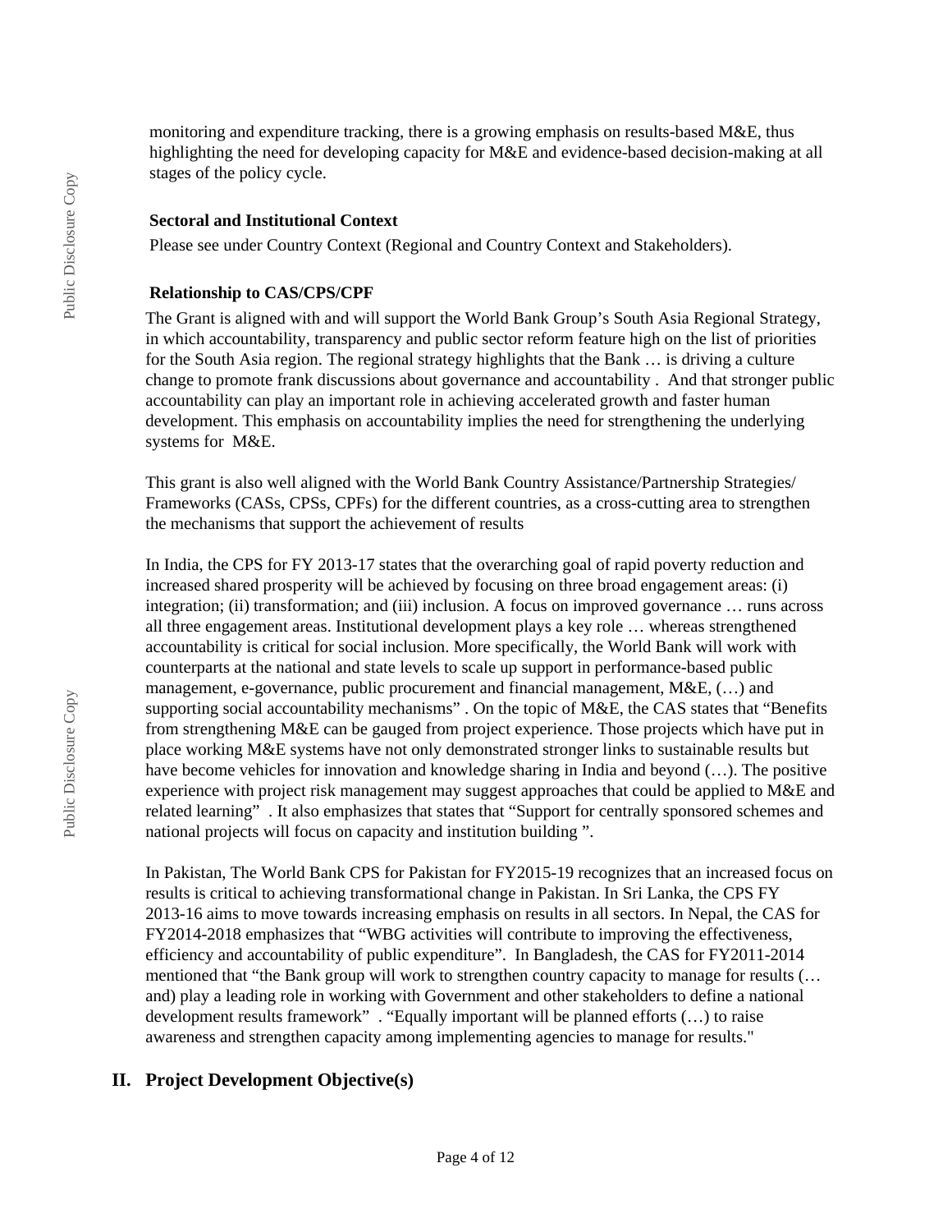monitoring and expenditure tracking, there is a growing emphasis on results-based M&E, thus highlighting the need for developing capacity for M&E and evidence-based decision-making at all stages of the policy cycle.

**Sectoral and Institutional Context**

Please see under Country Context (Regional and Country Context and Stakeholders).

**Relationship to CAS/CPS/CPF**

The Grant is aligned with and will support the World Bank Group's South Asia Regional Strategy, in which accountability, transparency and public sector reform feature high on the list of priorities for the South Asia region. The regional strategy highlights that the Bank … is driving a culture change to promote frank discussions about governance and accountability . And that stronger public accountability can play an important role in achieving accelerated growth and faster human development. This emphasis on accountability implies the need for strengthening the underlying systems for M&E.

This grant is also well aligned with the World Bank Country Assistance/Partnership Strategies/ Frameworks (CASs, CPSs, CPFs) for the different countries, as a cross-cutting area to strengthen the mechanisms that support the achievement of results

In India, the CPS for FY 2013-17 states that the overarching goal of rapid poverty reduction and increased shared prosperity will be achieved by focusing on three broad engagement areas: (i) integration; (ii) transformation; and (iii) inclusion. A focus on improved governance … runs across all three engagement areas. Institutional development plays a key role … whereas strengthened accountability is critical for social inclusion. More specifically, the World Bank will work with counterparts at the national and state levels to scale up support in performance-based public management, e-governance, public procurement and financial management, M&E, (…) and supporting social accountability mechanisms" . On the topic of M&E, the CAS states that "Benefits from strengthening M&E can be gauged from project experience. Those projects which have put in place working M&E systems have not only demonstrated stronger links to sustainable results but have become vehicles for innovation and knowledge sharing in India and beyond (…). The positive experience with project risk management may suggest approaches that could be applied to M&E and related learning" . It also emphasizes that states that "Support for centrally sponsored schemes and national projects will focus on capacity and institution building ".

In Pakistan, The World Bank CPS for Pakistan for FY2015-19 recognizes that an increased focus on results is critical to achieving transformational change in Pakistan. In Sri Lanka, the CPS FY 2013-16 aims to move towards increasing emphasis on results in all sectors. In Nepal, the CAS for FY2014-2018 emphasizes that "WBG activities will contribute to improving the effectiveness, efficiency and accountability of public expenditure". In Bangladesh, the CAS for FY2011-2014 mentioned that "the Bank group will work to strengthen country capacity to manage for results (… and) play a leading role in working with Government and other stakeholders to define a national development results framework" . "Equally important will be planned efforts (…) to raise awareness and strengthen capacity among implementing agencies to manage for results."

## II. Project Development Objective(s)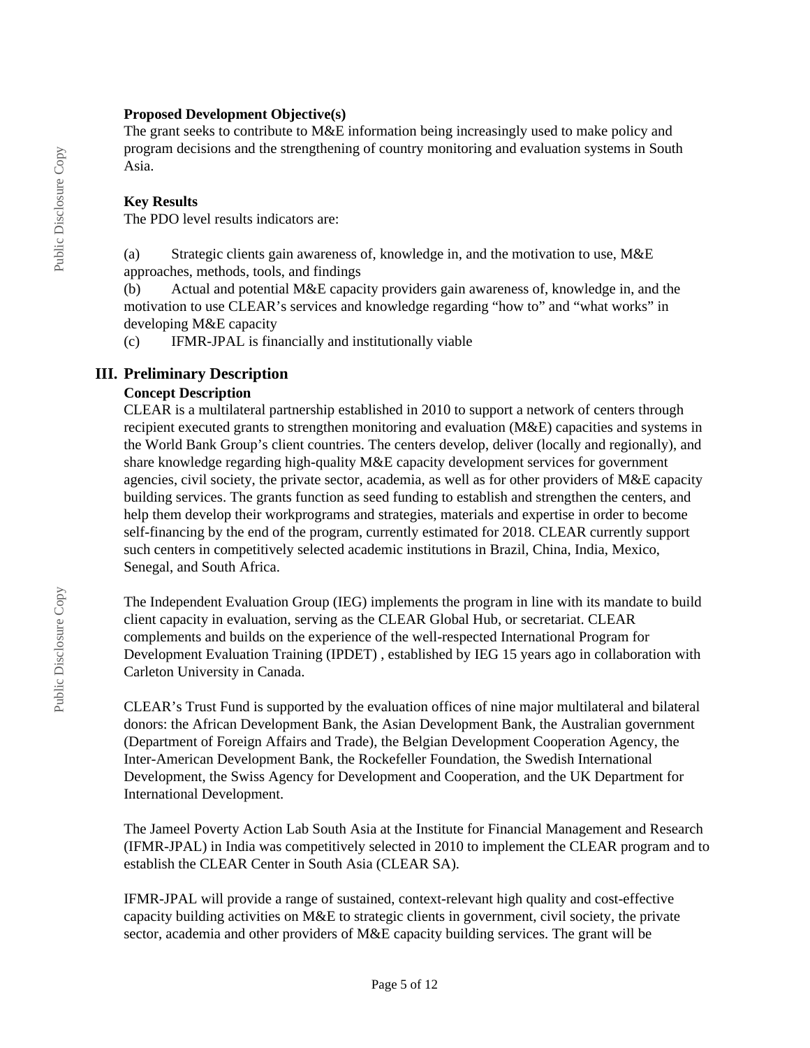**Proposed Development Objective(s)**

The grant seeks to contribute to M&E information being increasingly used to make policy and program decisions and the strengthening of country monitoring and evaluation systems in South Asia.

**Key Results**

The PDO level results indicators are:

(a) Strategic clients gain awareness of, knowledge in, and the motivation to use, M&E approaches, methods, tools, and findings

(b) Actual and potential M&E capacity providers gain awareness of, knowledge in, and the motivation to use CLEAR's services and knowledge regarding "how to" and "what works" in developing M&E capacity

(c) IFMR-JPAL is financially and institutionally viable

## III. Preliminary Description

**Concept Description**

CLEAR is a multilateral partnership established in 2010 to support a network of centers through recipient executed grants to strengthen monitoring and evaluation (M&E) capacities and systems in the World Bank Group's client countries. The centers develop, deliver (locally and regionally), and share knowledge regarding high-quality M&E capacity development services for government agencies, civil society, the private sector, academia, as well as for other providers of M&E capacity building services. The grants function as seed funding to establish and strengthen the centers, and help them develop their workprograms and strategies, materials and expertise in order to become self-financing by the end of the program, currently estimated for 2018. CLEAR currently support such centers in competitively selected academic institutions in Brazil, China, India, Mexico, Senegal, and South Africa.

The Independent Evaluation Group (IEG) implements the program in line with its mandate to build client capacity in evaluation, serving as the CLEAR Global Hub, or secretariat. CLEAR complements and builds on the experience of the well-respected International Program for Development Evaluation Training (IPDET) , established by IEG 15 years ago in collaboration with Carleton University in Canada.

CLEAR's Trust Fund is supported by the evaluation offices of nine major multilateral and bilateral donors: the African Development Bank, the Asian Development Bank, the Australian government (Department of Foreign Affairs and Trade), the Belgian Development Cooperation Agency, the Inter-American Development Bank, the Rockefeller Foundation, the Swedish International Development, the Swiss Agency for Development and Cooperation, and the UK Department for International Development.

The Jameel Poverty Action Lab South Asia at the Institute for Financial Management and Research (IFMR-JPAL) in India was competitively selected in 2010 to implement the CLEAR program and to establish the CLEAR Center in South Asia (CLEAR SA).

IFMR-JPAL will provide a range of sustained, context-relevant high quality and cost-effective capacity building activities on M&E to strategic clients in government, civil society, the private sector, academia and other providers of M&E capacity building services. The grant will be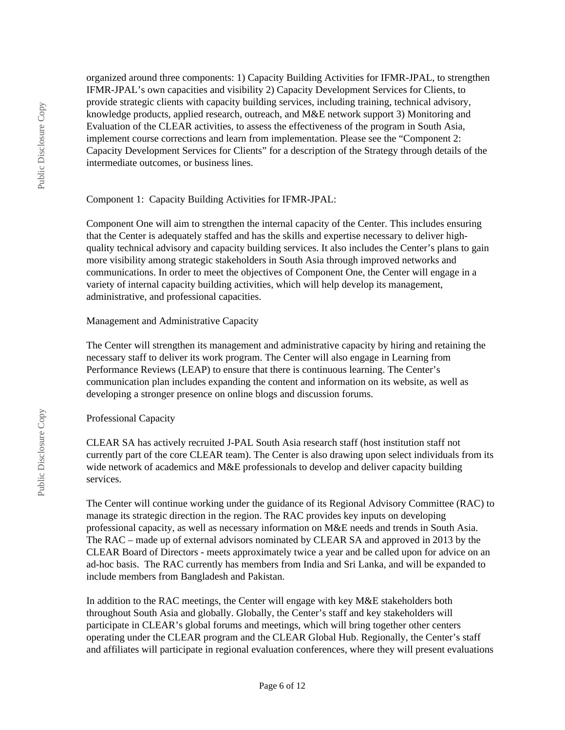organized around three components: 1) Capacity Building Activities for IFMR-JPAL, to strengthen IFMR-JPAL's own capacities and visibility 2) Capacity Development Services for Clients, to provide strategic clients with capacity building services, including training, technical advisory, knowledge products, applied research, outreach, and M&E network support 3) Monitoring and Evaluation of the CLEAR activities, to assess the effectiveness of the program in South Asia, implement course corrections and learn from implementation. Please see the "Component 2: Capacity Development Services for Clients" for a description of the Strategy through details of the intermediate outcomes, or business lines.

Component 1: Capacity Building Activities for IFMR-JPAL:

Component One will aim to strengthen the internal capacity of the Center. This includes ensuring that the Center is adequately staffed and has the skills and expertise necessary to deliver high-quality technical advisory and capacity building services. It also includes the Center's plans to gain more visibility among strategic stakeholders in South Asia through improved networks and communications. In order to meet the objectives of Component One, the Center will engage in a variety of internal capacity building activities, which will help develop its management, administrative, and professional capacities.

Management and Administrative Capacity

The Center will strengthen its management and administrative capacity by hiring and retaining the necessary staff to deliver its work program. The Center will also engage in Learning from Performance Reviews (LEAP) to ensure that there is continuous learning. The Center's communication plan includes expanding the content and information on its website, as well as developing a stronger presence on online blogs and discussion forums.

Professional Capacity

CLEAR SA has actively recruited J-PAL South Asia research staff (host institution staff not currently part of the core CLEAR team). The Center is also drawing upon select individuals from its wide network of academics and M&E professionals to develop and deliver capacity building services.

The Center will continue working under the guidance of its Regional Advisory Committee (RAC) to manage its strategic direction in the region. The RAC provides key inputs on developing professional capacity, as well as necessary information on M&E needs and trends in South Asia. The RAC – made up of external advisors nominated by CLEAR SA and approved in 2013 by the CLEAR Board of Directors - meets approximately twice a year and be called upon for advice on an ad-hoc basis. The RAC currently has members from India and Sri Lanka, and will be expanded to include members from Bangladesh and Pakistan.

In addition to the RAC meetings, the Center will engage with key M&E stakeholders both throughout South Asia and globally. Globally, the Center's staff and key stakeholders will participate in CLEAR's global forums and meetings, which will bring together other centers operating under the CLEAR program and the CLEAR Global Hub. Regionally, the Center's staff and affiliates will participate in regional evaluation conferences, where they will present evaluations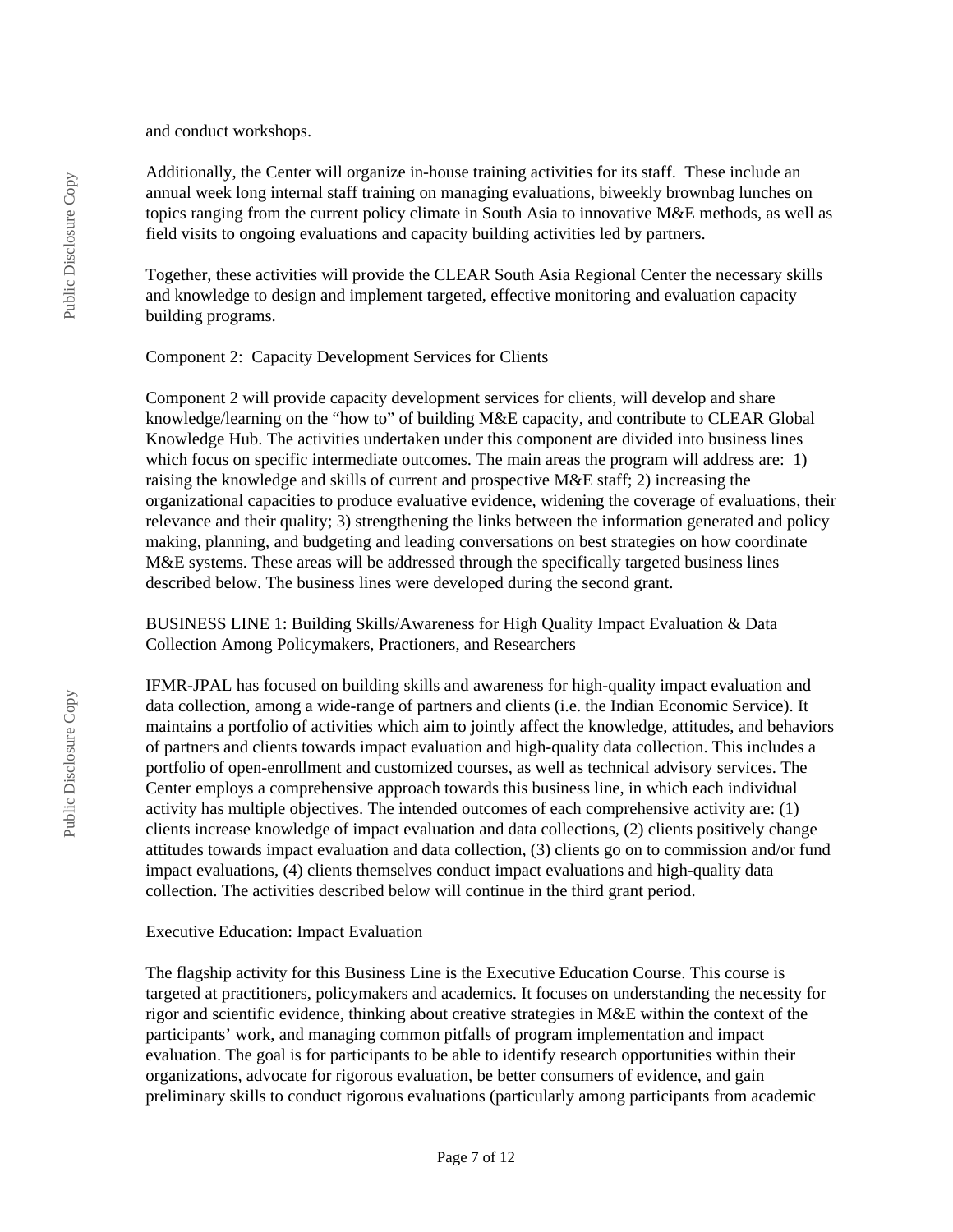and conduct workshops.

Additionally, the Center will organize in-house training activities for its staff. These include an annual week long internal staff training on managing evaluations, biweekly brownbag lunches on topics ranging from the current policy climate in South Asia to innovative M&E methods, as well as field visits to ongoing evaluations and capacity building activities led by partners.

Together, these activities will provide the CLEAR South Asia Regional Center the necessary skills and knowledge to design and implement targeted, effective monitoring and evaluation capacity building programs.

Component 2: Capacity Development Services for Clients

Component 2 will provide capacity development services for clients, will develop and share knowledge/learning on the "how to" of building M&E capacity, and contribute to CLEAR Global Knowledge Hub. The activities undertaken under this component are divided into business lines which focus on specific intermediate outcomes. The main areas the program will address are: 1) raising the knowledge and skills of current and prospective M&E staff; 2) increasing the organizational capacities to produce evaluative evidence, widening the coverage of evaluations, their relevance and their quality; 3) strengthening the links between the information generated and policy making, planning, and budgeting and leading conversations on best strategies on how coordinate M&E systems. These areas will be addressed through the specifically targeted business lines described below. The business lines were developed during the second grant.

BUSINESS LINE 1: Building Skills/Awareness for High Quality Impact Evaluation & Data Collection Among Policymakers, Practioners, and Researchers

IFMR-JPAL has focused on building skills and awareness for high-quality impact evaluation and data collection, among a wide-range of partners and clients (i.e. the Indian Economic Service). It maintains a portfolio of activities which aim to jointly affect the knowledge, attitudes, and behaviors of partners and clients towards impact evaluation and high-quality data collection. This includes a portfolio of open-enrollment and customized courses, as well as technical advisory services. The Center employs a comprehensive approach towards this business line, in which each individual activity has multiple objectives. The intended outcomes of each comprehensive activity are: (1) clients increase knowledge of impact evaluation and data collections, (2) clients positively change attitudes towards impact evaluation and data collection, (3) clients go on to commission and/or fund impact evaluations, (4) clients themselves conduct impact evaluations and high-quality data collection. The activities described below will continue in the third grant period.

Executive Education: Impact Evaluation

The flagship activity for this Business Line is the Executive Education Course. This course is targeted at practitioners, policymakers and academics. It focuses on understanding the necessity for rigor and scientific evidence, thinking about creative strategies in M&E within the context of the participants' work, and managing common pitfalls of program implementation and impact evaluation. The goal is for participants to be able to identify research opportunities within their organizations, advocate for rigorous evaluation, be better consumers of evidence, and gain preliminary skills to conduct rigorous evaluations (particularly among participants from academic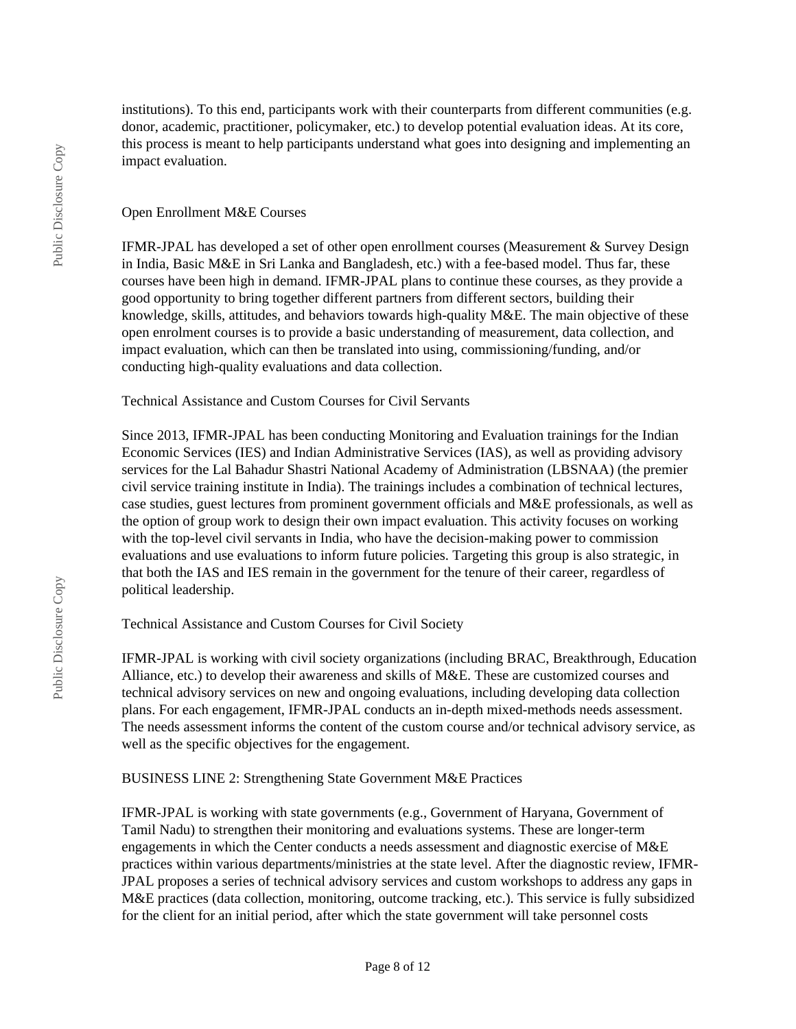institutions). To this end, participants work with their counterparts from different communities (e.g. donor, academic, practitioner, policymaker, etc.) to develop potential evaluation ideas. At its core, this process is meant to help participants understand what goes into designing and implementing an impact evaluation.

Open Enrollment M&E Courses

IFMR-JPAL has developed a set of other open enrollment courses (Measurement & Survey Design in India, Basic M&E in Sri Lanka and Bangladesh, etc.) with a fee-based model. Thus far, these courses have been high in demand. IFMR-JPAL plans to continue these courses, as they provide a good opportunity to bring together different partners from different sectors, building their knowledge, skills, attitudes, and behaviors towards high-quality M&E. The main objective of these open enrolment courses is to provide a basic understanding of measurement, data collection, and impact evaluation, which can then be translated into using, commissioning/funding, and/or conducting high-quality evaluations and data collection.

Technical Assistance and Custom Courses for Civil Servants

Since 2013, IFMR-JPAL has been conducting Monitoring and Evaluation trainings for the Indian Economic Services (IES) and Indian Administrative Services (IAS), as well as providing advisory services for the Lal Bahadur Shastri National Academy of Administration (LBSNAA) (the premier civil service training institute in India). The trainings includes a combination of technical lectures, case studies, guest lectures from prominent government officials and M&E professionals, as well as the option of group work to design their own impact evaluation. This activity focuses on working with the top-level civil servants in India, who have the decision-making power to commission evaluations and use evaluations to inform future policies. Targeting this group is also strategic, in that both the IAS and IES remain in the government for the tenure of their career, regardless of political leadership.

Technical Assistance and Custom Courses for Civil Society

IFMR-JPAL is working with civil society organizations (including BRAC, Breakthrough, Education Alliance, etc.) to develop their awareness and skills of M&E. These are customized courses and technical advisory services on new and ongoing evaluations, including developing data collection plans. For each engagement, IFMR-JPAL conducts an in-depth mixed-methods needs assessment. The needs assessment informs the content of the custom course and/or technical advisory service, as well as the specific objectives for the engagement.

BUSINESS LINE 2: Strengthening State Government M&E Practices

IFMR-JPAL is working with state governments (e.g., Government of Haryana, Government of Tamil Nadu) to strengthen their monitoring and evaluations systems. These are longer-term engagements in which the Center conducts a needs assessment and diagnostic exercise of M&E practices within various departments/ministries at the state level. After the diagnostic review, IFMR-JPAL proposes a series of technical advisory services and custom workshops to address any gaps in M&E practices (data collection, monitoring, outcome tracking, etc.). This service is fully subsidized for the client for an initial period, after which the state government will take personnel costs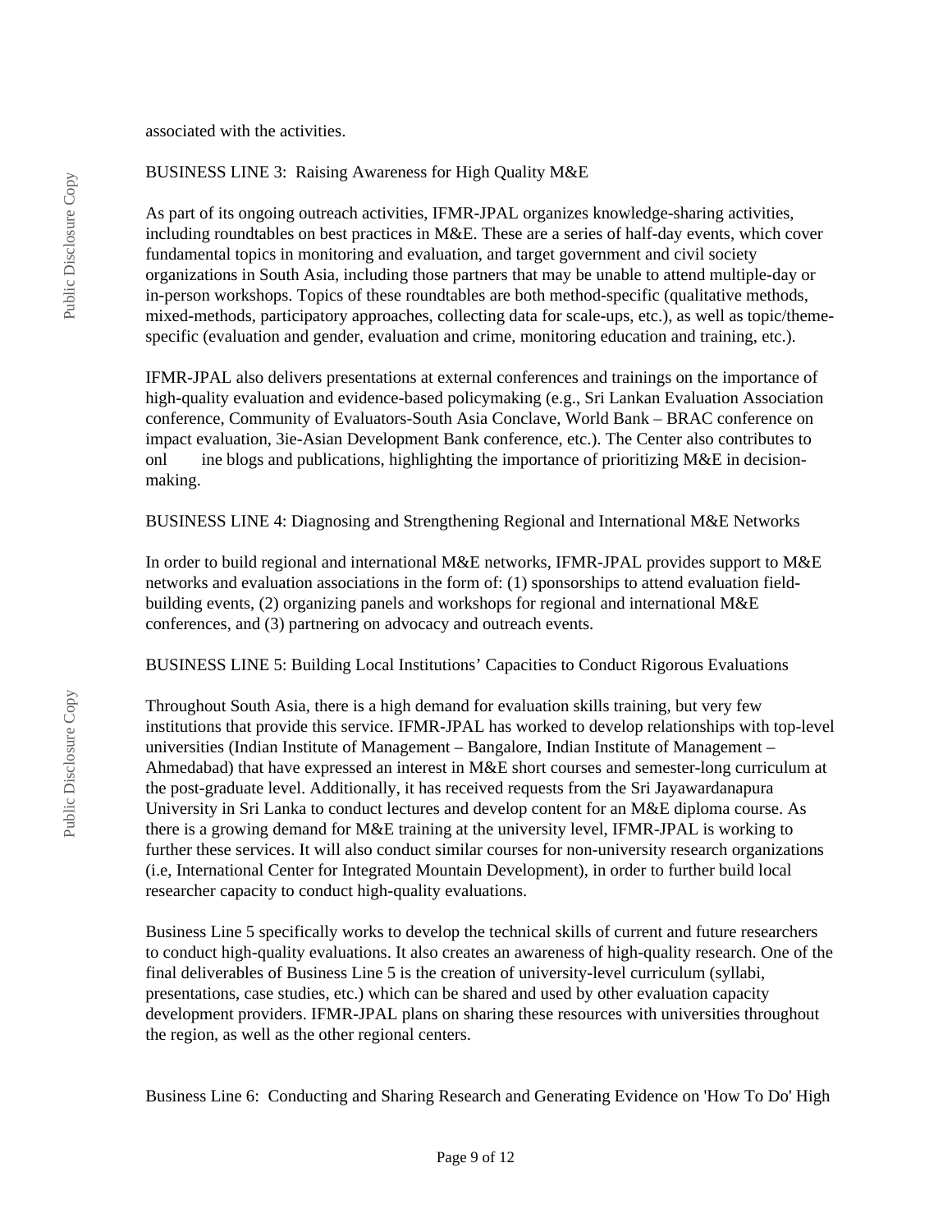associated with the activities.

BUSINESS LINE 3: Raising Awareness for High Quality M&E

As part of its ongoing outreach activities, IFMR-JPAL organizes knowledge-sharing activities, including roundtables on best practices in M&E. These are a series of half-day events, which cover fundamental topics in monitoring and evaluation, and target government and civil society organizations in South Asia, including those partners that may be unable to attend multiple-day or in-person workshops. Topics of these roundtables are both method-specific (qualitative methods, mixed-methods, participatory approaches, collecting data for scale-ups, etc.), as well as topic/theme-specific (evaluation and gender, evaluation and crime, monitoring education and training, etc.).

IFMR-JPAL also delivers presentations at external conferences and trainings on the importance of high-quality evaluation and evidence-based policymaking (e.g., Sri Lankan Evaluation Association conference, Community of Evaluators-South Asia Conclave, World Bank – BRAC conference on impact evaluation, 3ie-Asian Development Bank conference, etc.). The Center also contributes to onl ine blogs and publications, highlighting the importance of prioritizing M&E in decision-making.

BUSINESS LINE 4: Diagnosing and Strengthening Regional and International M&E Networks

In order to build regional and international M&E networks, IFMR-JPAL provides support to M&E networks and evaluation associations in the form of: (1) sponsorships to attend evaluation field-building events, (2) organizing panels and workshops for regional and international M&E conferences, and (3) partnering on advocacy and outreach events.

BUSINESS LINE 5: Building Local Institutions' Capacities to Conduct Rigorous Evaluations

Throughout South Asia, there is a high demand for evaluation skills training, but very few institutions that provide this service. IFMR-JPAL has worked to develop relationships with top-level universities (Indian Institute of Management – Bangalore, Indian Institute of Management – Ahmedabad) that have expressed an interest in M&E short courses and semester-long curriculum at the post-graduate level. Additionally, it has received requests from the Sri Jayawardanapura University in Sri Lanka to conduct lectures and develop content for an M&E diploma course. As there is a growing demand for M&E training at the university level, IFMR-JPAL is working to further these services. It will also conduct similar courses for non-university research organizations (i.e, International Center for Integrated Mountain Development), in order to further build local researcher capacity to conduct high-quality evaluations.

Business Line 5 specifically works to develop the technical skills of current and future researchers to conduct high-quality evaluations. It also creates an awareness of high-quality research. One of the final deliverables of Business Line 5 is the creation of university-level curriculum (syllabi, presentations, case studies, etc.) which can be shared and used by other evaluation capacity development providers. IFMR-JPAL plans on sharing these resources with universities throughout the region, as well as the other regional centers.

Business Line 6: Conducting and Sharing Research and Generating Evidence on 'How To Do' High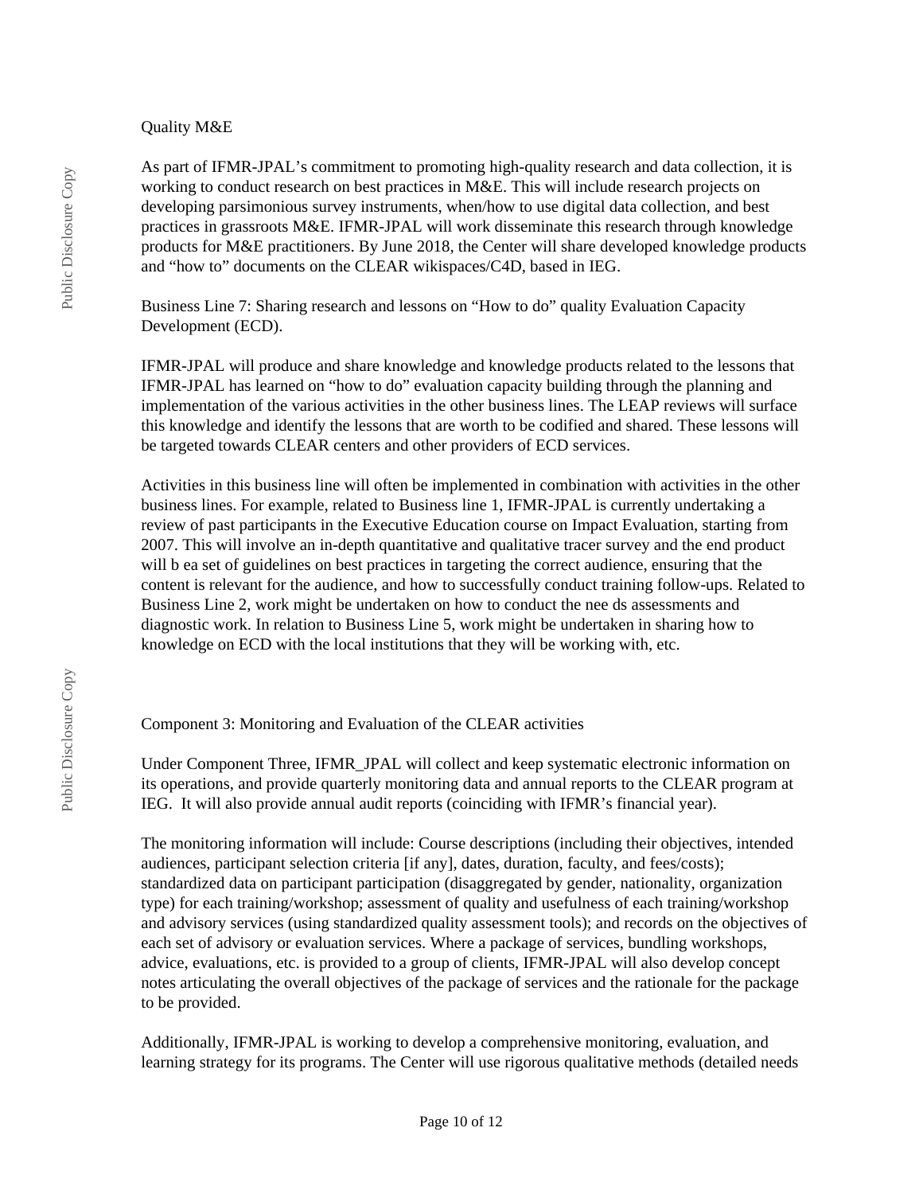Quality M&E

As part of IFMR-JPAL's commitment to promoting high-quality research and data collection, it is working to conduct research on best practices in M&E. This will include research projects on developing parsimonious survey instruments, when/how to use digital data collection, and best practices in grassroots M&E. IFMR-JPAL will work disseminate this research through knowledge products for M&E practitioners. By June 2018, the Center will share developed knowledge products and "how to" documents on the CLEAR wikispaces/C4D, based in IEG.

Business Line 7: Sharing research and lessons on "How to do" quality Evaluation Capacity Development (ECD).

IFMR-JPAL will produce and share knowledge and knowledge products related to the lessons that IFMR-JPAL has learned on "how to do" evaluation capacity building through the planning and implementation of the various activities in the other business lines. The LEAP reviews will surface this knowledge and identify the lessons that are worth to be codified and shared. These lessons will be targeted towards CLEAR centers and other providers of ECD services.

Activities in this business line will often be implemented in combination with activities in the other business lines. For example, related to Business line 1, IFMR-JPAL is currently undertaking a review of past participants in the Executive Education course on Impact Evaluation, starting from 2007. This will involve an in-depth quantitative and qualitative tracer survey and the end product will b ea set of guidelines on best practices in targeting the correct audience, ensuring that the content is relevant for the audience, and how to successfully conduct training follow-ups. Related to Business Line 2, work might be undertaken on how to conduct the nee ds assessments and diagnostic work. In relation to Business Line 5, work might be undertaken in sharing how to knowledge on ECD with the local institutions that they will be working with, etc.

Component 3: Monitoring and Evaluation of the CLEAR activities

Under Component Three, IFMR_JPAL will collect and keep systematic electronic information on its operations, and provide quarterly monitoring data and annual reports to the CLEAR program at IEG. It will also provide annual audit reports (coinciding with IFMR's financial year).

The monitoring information will include: Course descriptions (including their objectives, intended audiences, participant selection criteria [if any], dates, duration, faculty, and fees/costs); standardized data on participant participation (disaggregated by gender, nationality, organization type) for each training/workshop; assessment of quality and usefulness of each training/workshop and advisory services (using standardized quality assessment tools); and records on the objectives of each set of advisory or evaluation services. Where a package of services, bundling workshops, advice, evaluations, etc. is provided to a group of clients, IFMR-JPAL will also develop concept notes articulating the overall objectives of the package of services and the rationale for the package to be provided.

Additionally, IFMR-JPAL is working to develop a comprehensive monitoring, evaluation, and learning strategy for its programs. The Center will use rigorous qualitative methods (detailed needs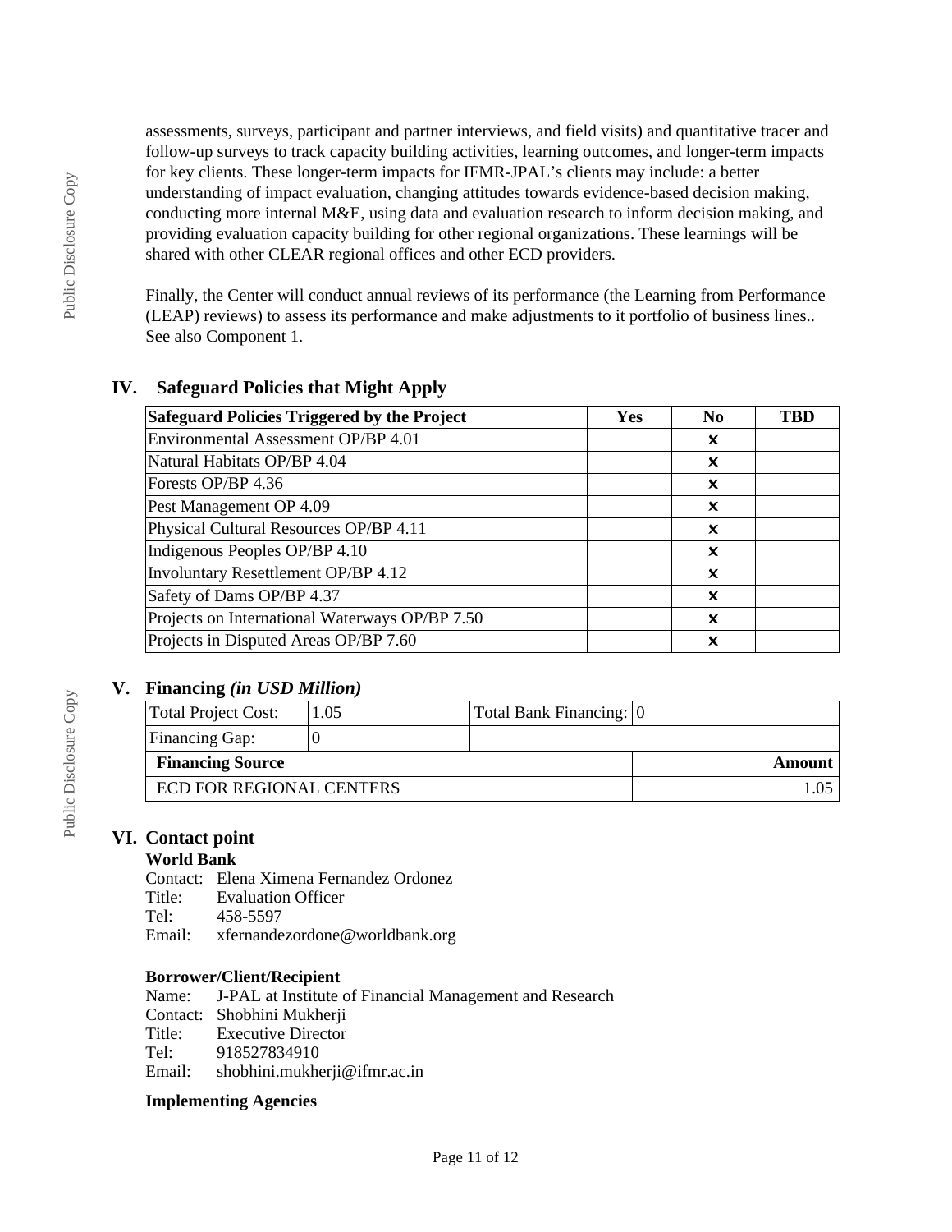assessments, surveys, participant and partner interviews, and field visits) and quantitative tracer and follow-up surveys to track capacity building activities, learning outcomes, and longer-term impacts for key clients. These longer-term impacts for IFMR-JPAL's clients may include: a better understanding of impact evaluation, changing attitudes towards evidence-based decision making, conducting more internal M&E, using data and evaluation research to inform decision making, and providing evaluation capacity building for other regional organizations. These learnings will be shared with other CLEAR regional offices and other ECD providers.

Finally, the Center will conduct annual reviews of its performance (the Learning from Performance (LEAP) reviews) to assess its performance and make adjustments to it portfolio of business lines.. See also Component 1.

## IV. Safeguard Policies that Might Apply

| Safeguard Policies Triggered by the Project | Yes | No | TBD |
|---|---|---|---|
| Environmental Assessment OP/BP 4.01 | | ✖ | |
| Natural Habitats OP/BP 4.04 | | ✖ | |
| Forests OP/BP 4.36 | | ✖ | |
| Pest Management OP 4.09 | | ✖ | |
| Physical Cultural Resources OP/BP 4.11 | | ✖ | |
| Indigenous Peoples OP/BP 4.10 | | ✖ | |
| Involuntary Resettlement OP/BP 4.12 | | ✖ | |
| Safety of Dams OP/BP 4.37 | | ✖ | |
| Projects on International Waterways OP/BP 7.50 | | ✖ | |
| Projects in Disputed Areas OP/BP 7.60 | | ✖ | |

## V. Financing *(in USD Million)*

| Total Project Cost: | 1.05 | Total Bank Financing: | 0 |
|---|---|---|---|
| Financing Gap: | 0 | | |
| **Financing Source** | | | **Amount** |
| ECD FOR REGIONAL CENTERS | | | 1.05 |

## VI. Contact point

**World Bank**

Contact: Elena Ximena Fernandez Ordonez
Title: Evaluation Officer
Tel: 458-5597
Email: xfernandezordone@worldbank.org

**Borrower/Client/Recipient**

Name: J-PAL at Institute of Financial Management and Research
Contact: Shobhini Mukherji
Title: Executive Director
Tel: 918527834910
Email: shobhini.mukherji@ifmr.ac.in

**Implementing Agencies**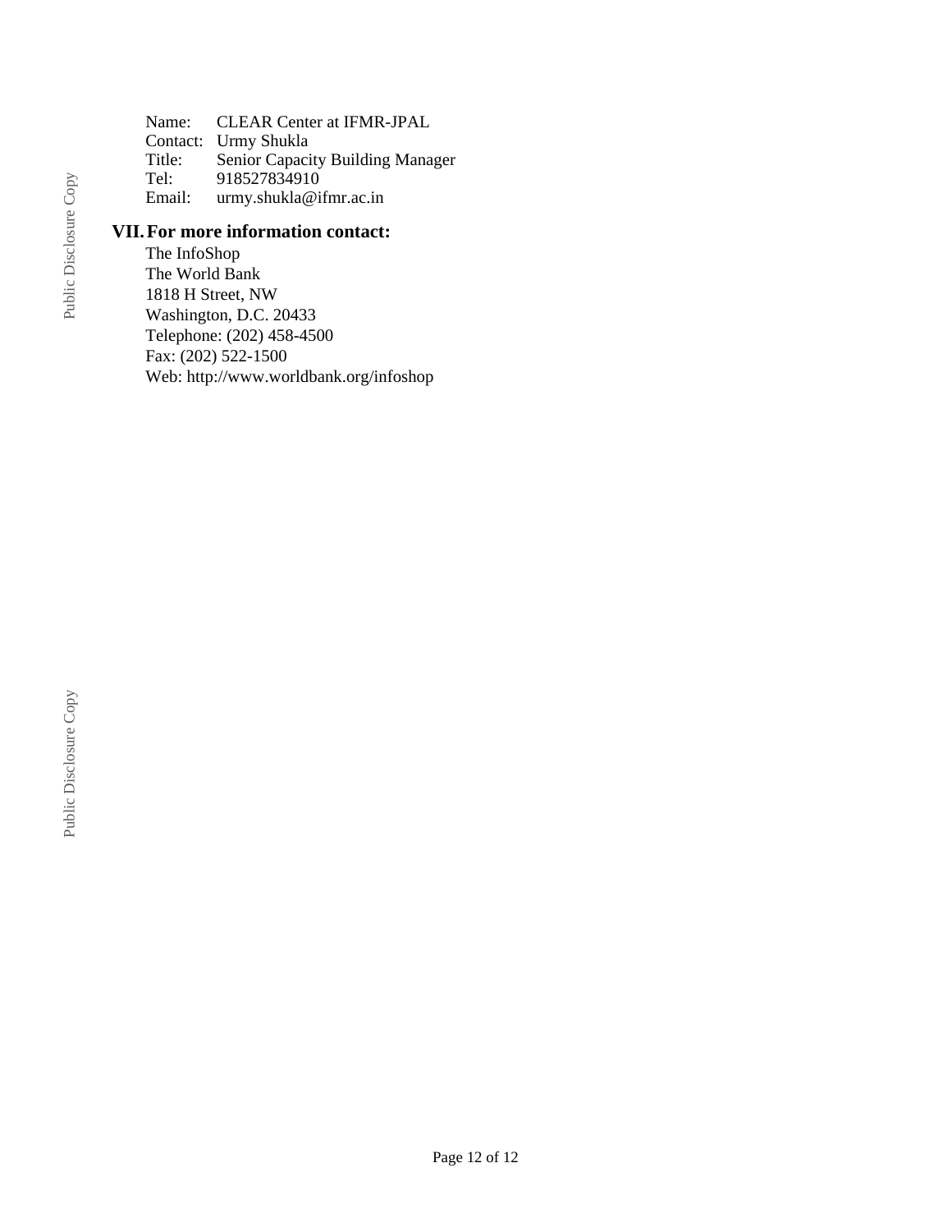Name: CLEAR Center at IFMR-JPAL
Contact: Urmy Shukla
Title: Senior Capacity Building Manager
Tel: 918527834910
Email: urmy.shukla@ifmr.ac.in

## VII. For more information contact:

The InfoShop
The World Bank
1818 H Street, NW
Washington, D.C. 20433
Telephone: (202) 458-4500
Fax: (202) 522-1500
Web: http://www.worldbank.org/infoshop